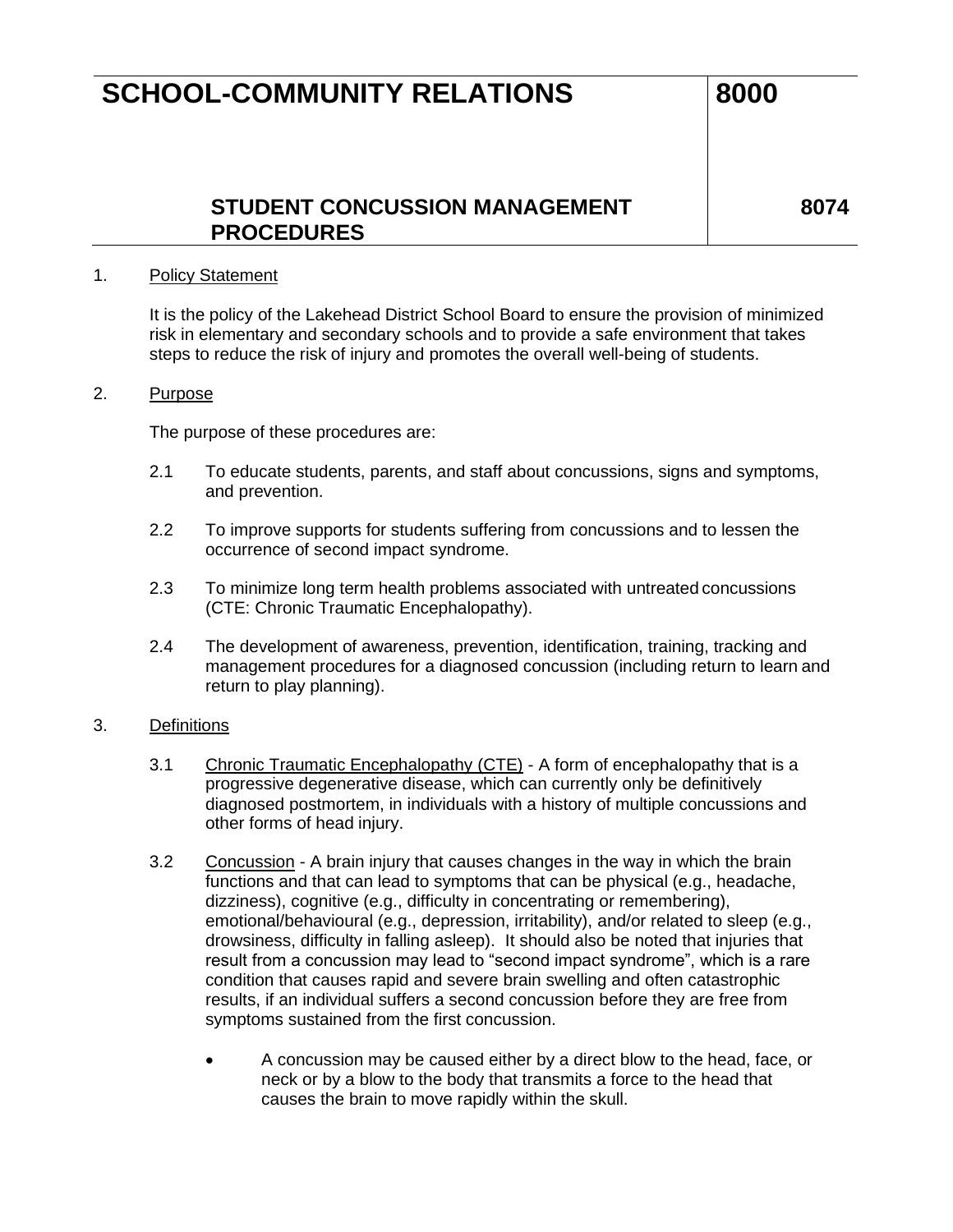# SCHOOL-COMMUNITY RELATIONS 8000

## STUDENT CONCUSSION MANAGEMENT PROCEDURES 8074

1. Policy Statement

   It is the policy of the Lakehead District School Board to ensure the provision of minimized risk in elementary and secondary schools and to provide a safe environment that takes steps to reduce the risk of injury and promotes the overall well-being of students.

2. Purpose

   The purpose of these procedures are:

   2.1 To educate students, parents, and staff about concussions, signs and symptoms, and prevention.

   2.2 To improve supports for students suffering from concussions and to lessen the occurrence of second impact syndrome.

   2.3 To minimize long term health problems associated with untreated concussions (CTE: Chronic Traumatic Encephalopathy).

   2.4 The development of awareness, prevention, identification, training, tracking and management procedures for a diagnosed concussion (including return to learn and return to play planning).

3. Definitions

   3.1 Chronic Traumatic Encephalopathy (CTE) - A form of encephalopathy that is a progressive degenerative disease, which can currently only be definitively diagnosed postmortem, in individuals with a history of multiple concussions and other forms of head injury.

   3.2 Concussion - A brain injury that causes changes in the way in which the brain functions and that can lead to symptoms that can be physical (e.g., headache, dizziness), cognitive (e.g., difficulty in concentrating or remembering), emotional/behavioural (e.g., depression, irritability), and/or related to sleep (e.g., drowsiness, difficulty in falling asleep). It should also be noted that injuries that result from a concussion may lead to "second impact syndrome", which is a rare condition that causes rapid and severe brain swelling and often catastrophic results, if an individual suffers a second concussion before they are free from symptoms sustained from the first concussion.

   - A concussion may be caused either by a direct blow to the head, face, or neck or by a blow to the body that transmits a force to the head that causes the brain to move rapidly within the skull.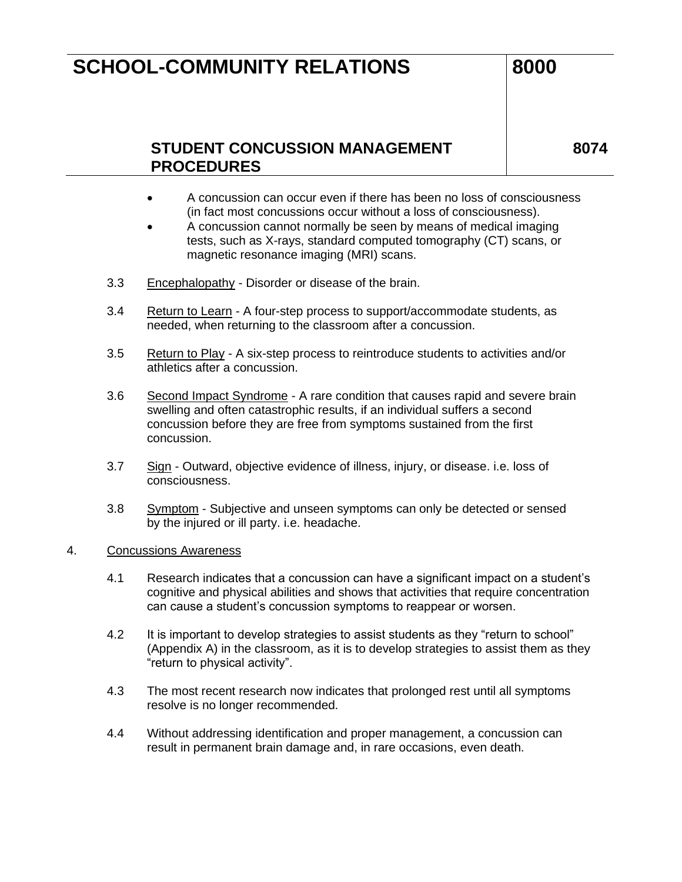- A concussion can occur even if there has been no loss of consciousness (in fact most concussions occur without a loss of consciousness).
- A concussion cannot normally be seen by means of medical imaging tests, such as X-rays, standard computed tomography (CT) scans, or magnetic resonance imaging (MRI) scans.

3.3 Encephalopathy - Disorder or disease of the brain.

3.4 Return to Learn - A four-step process to support/accommodate students, as needed, when returning to the classroom after a concussion.

3.5 Return to Play - A six-step process to reintroduce students to activities and/or athletics after a concussion.

3.6 Second Impact Syndrome - A rare condition that causes rapid and severe brain swelling and often catastrophic results, if an individual suffers a second concussion before they are free from symptoms sustained from the first concussion.

3.7 Sign - Outward, objective evidence of illness, injury, or disease. i.e. loss of consciousness.

3.8 Symptom - Subjective and unseen symptoms can only be detected or sensed by the injured or ill party. i.e. headache.

4. Concussions Awareness

4.1 Research indicates that a concussion can have a significant impact on a student's cognitive and physical abilities and shows that activities that require concentration can cause a student's concussion symptoms to reappear or worsen.

4.2 It is important to develop strategies to assist students as they "return to school" (Appendix A) in the classroom, as it is to develop strategies to assist them as they "return to physical activity".

4.3 The most recent research now indicates that prolonged rest until all symptoms resolve is no longer recommended.

4.4 Without addressing identification and proper management, a concussion can result in permanent brain damage and, in rare occasions, even death.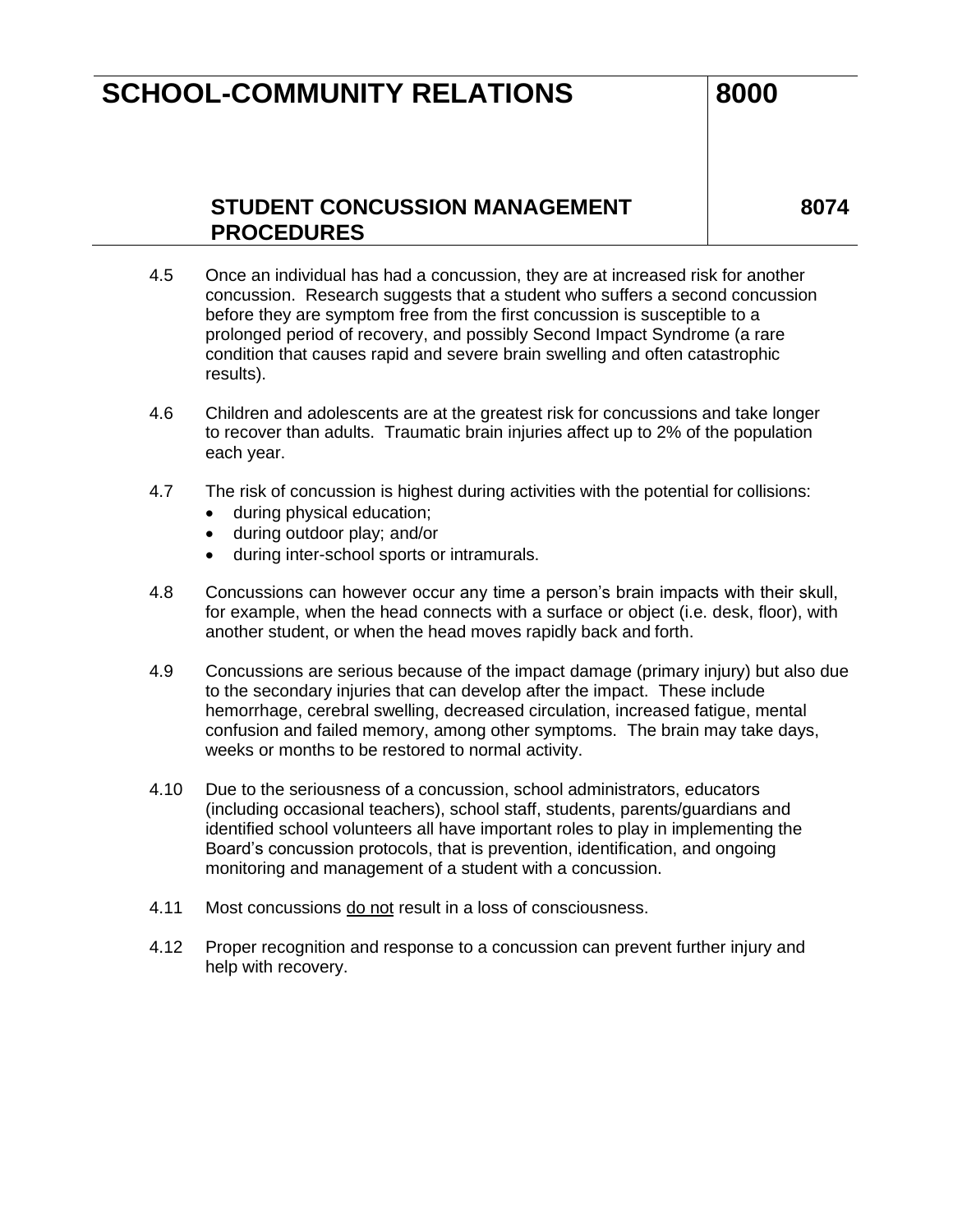4.5 Once an individual has had a concussion, they are at increased risk for another concussion. Research suggests that a student who suffers a second concussion before they are symptom free from the first concussion is susceptible to a prolonged period of recovery, and possibly Second Impact Syndrome (a rare condition that causes rapid and severe brain swelling and often catastrophic results).

4.6 Children and adolescents are at the greatest risk for concussions and take longer to recover than adults. Traumatic brain injuries affect up to 2% of the population each year.

4.7 The risk of concussion is highest during activities with the potential for collisions:

- during physical education;
- during outdoor play; and/or
- during inter-school sports or intramurals.

4.8 Concussions can however occur any time a person's brain impacts with their skull, for example, when the head connects with a surface or object (i.e. desk, floor), with another student, or when the head moves rapidly back and forth.

4.9 Concussions are serious because of the impact damage (primary injury) but also due to the secondary injuries that can develop after the impact. These include hemorrhage, cerebral swelling, decreased circulation, increased fatigue, mental confusion and failed memory, among other symptoms. The brain may take days, weeks or months to be restored to normal activity.

4.10 Due to the seriousness of a concussion, school administrators, educators (including occasional teachers), school staff, students, parents/guardians and identified school volunteers all have important roles to play in implementing the Board's concussion protocols, that is prevention, identification, and ongoing monitoring and management of a student with a concussion.

4.11 Most concussions <u>do not</u> result in a loss of consciousness.

4.12 Proper recognition and response to a concussion can prevent further injury and help with recovery.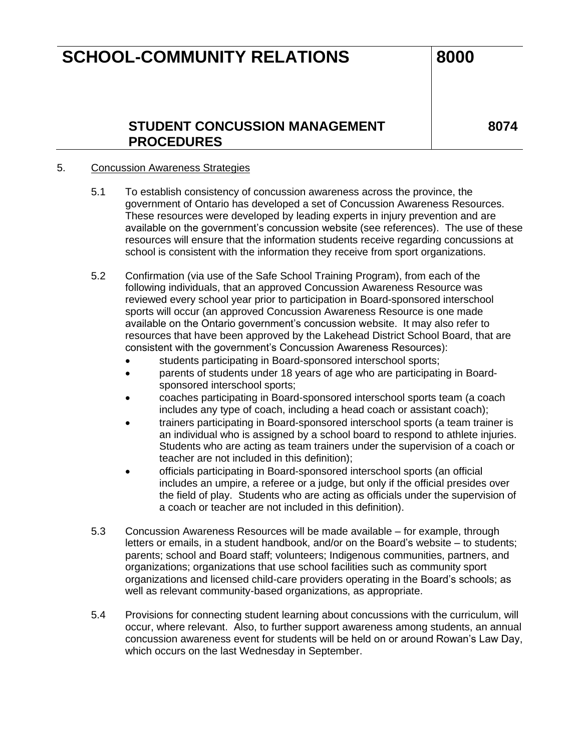## 5. Concussion Awareness Strategies

5.1 To establish consistency of concussion awareness across the province, the government of Ontario has developed a set of Concussion Awareness Resources. These resources were developed by leading experts in injury prevention and are available on the government's concussion website (see references). The use of these resources will ensure that the information students receive regarding concussions at school is consistent with the information they receive from sport organizations.

5.2 Confirmation (via use of the Safe School Training Program), from each of the following individuals, that an approved Concussion Awareness Resource was reviewed every school year prior to participation in Board-sponsored interschool sports will occur (an approved Concussion Awareness Resource is one made available on the Ontario government's concussion website. It may also refer to resources that have been approved by the Lakehead District School Board, that are consistent with the government's Concussion Awareness Resources):

- students participating in Board-sponsored interschool sports;
- parents of students under 18 years of age who are participating in Board-sponsored interschool sports;
- coaches participating in Board-sponsored interschool sports team (a coach includes any type of coach, including a head coach or assistant coach);
- trainers participating in Board-sponsored interschool sports (a team trainer is an individual who is assigned by a school board to respond to athlete injuries. Students who are acting as team trainers under the supervision of a coach or teacher are not included in this definition);
- officials participating in Board-sponsored interschool sports (an official includes an umpire, a referee or a judge, but only if the official presides over the field of play. Students who are acting as officials under the supervision of a coach or teacher are not included in this definition).

5.3 Concussion Awareness Resources will be made available – for example, through letters or emails, in a student handbook, and/or on the Board's website – to students; parents; school and Board staff; volunteers; Indigenous communities, partners, and organizations; organizations that use school facilities such as community sport organizations and licensed child-care providers operating in the Board's schools; as well as relevant community-based organizations, as appropriate.

5.4 Provisions for connecting student learning about concussions with the curriculum, will occur, where relevant. Also, to further support awareness among students, an annual concussion awareness event for students will be held on or around Rowan's Law Day, which occurs on the last Wednesday in September.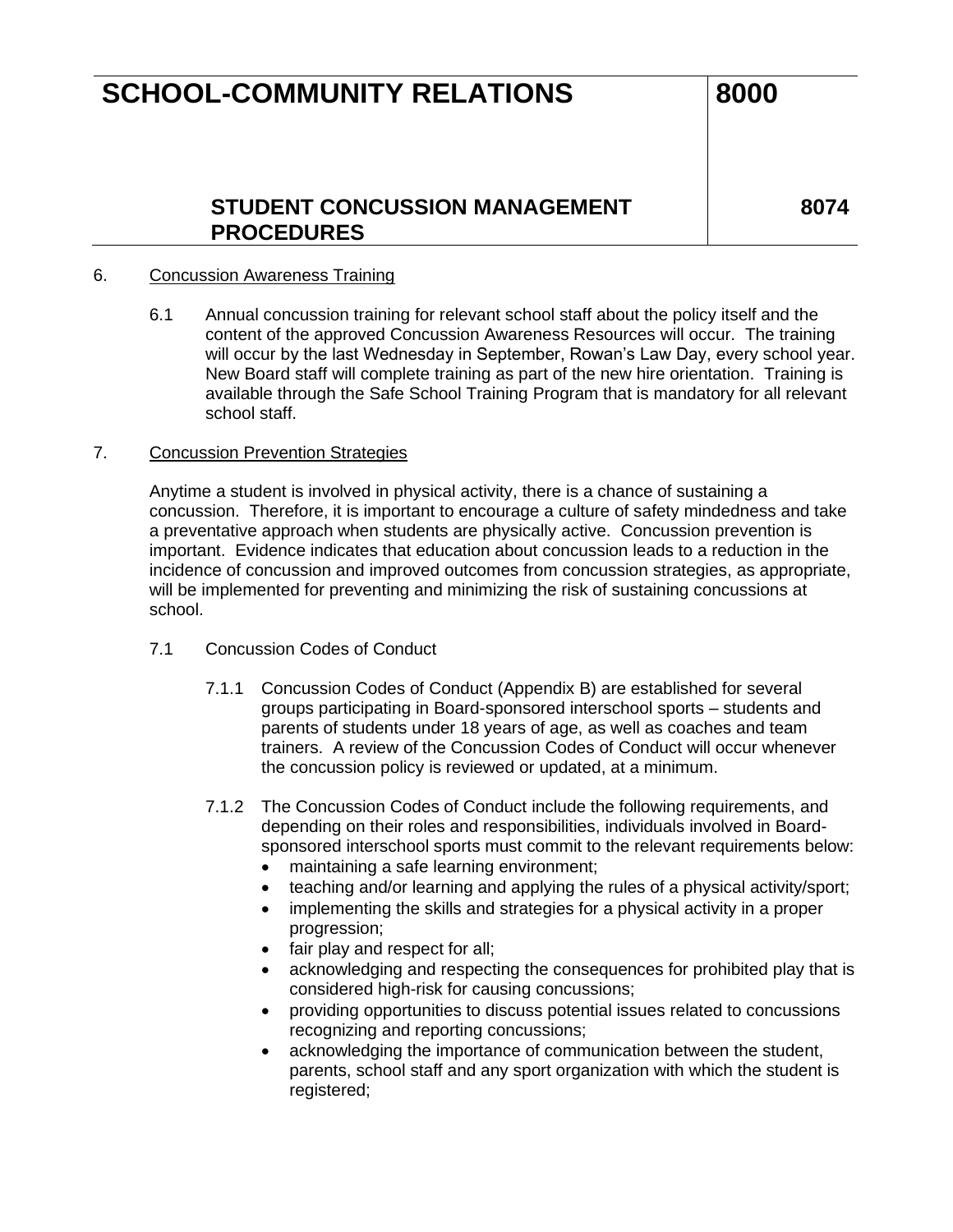6. Concussion Awareness Training

   6.1 Annual concussion training for relevant school staff about the policy itself and the content of the approved Concussion Awareness Resources will occur. The training will occur by the last Wednesday in September, Rowan's Law Day, every school year. New Board staff will complete training as part of the new hire orientation. Training is available through the Safe School Training Program that is mandatory for all relevant school staff.

7. Concussion Prevention Strategies

   Anytime a student is involved in physical activity, there is a chance of sustaining a concussion. Therefore, it is important to encourage a culture of safety mindedness and take a preventative approach when students are physically active. Concussion prevention is important. Evidence indicates that education about concussion leads to a reduction in the incidence of concussion and improved outcomes from concussion strategies, as appropriate, will be implemented for preventing and minimizing the risk of sustaining concussions at school.

   7.1 Concussion Codes of Conduct

      7.1.1 Concussion Codes of Conduct (Appendix B) are established for several groups participating in Board-sponsored interschool sports – students and parents of students under 18 years of age, as well as coaches and team trainers. A review of the Concussion Codes of Conduct will occur whenever the concussion policy is reviewed or updated, at a minimum.

      7.1.2 The Concussion Codes of Conduct include the following requirements, and depending on their roles and responsibilities, individuals involved in Board-sponsored interschool sports must commit to the relevant requirements below:

      - maintaining a safe learning environment;
      - teaching and/or learning and applying the rules of a physical activity/sport;
      - implementing the skills and strategies for a physical activity in a proper progression;
      - fair play and respect for all;
      - acknowledging and respecting the consequences for prohibited play that is considered high-risk for causing concussions;
      - providing opportunities to discuss potential issues related to concussions recognizing and reporting concussions;
      - acknowledging the importance of communication between the student, parents, school staff and any sport organization with which the student is registered;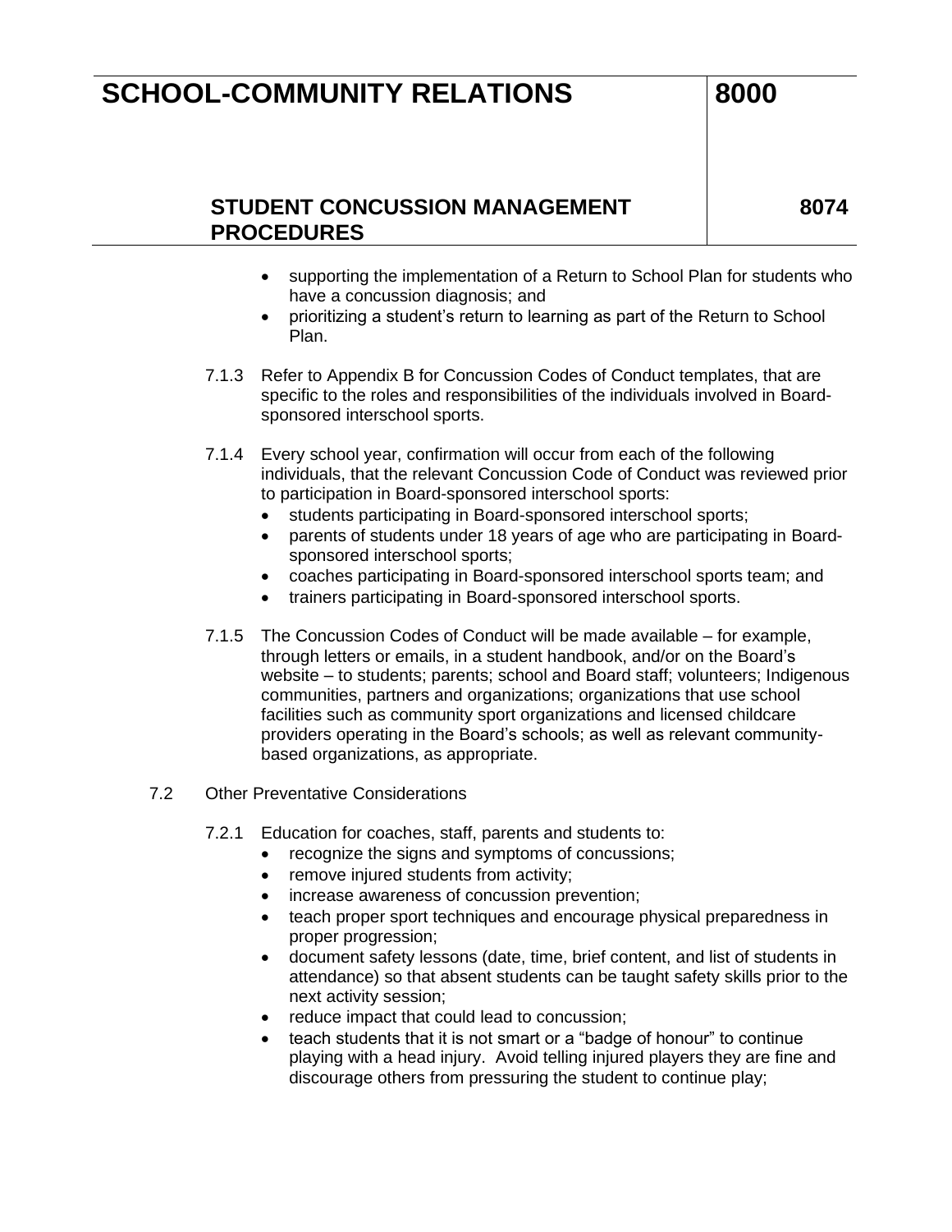- supporting the implementation of a Return to School Plan for students who have a concussion diagnosis; and
- prioritizing a student's return to learning as part of the Return to School Plan.

7.1.3 Refer to Appendix B for Concussion Codes of Conduct templates, that are specific to the roles and responsibilities of the individuals involved in Board-sponsored interschool sports.

7.1.4 Every school year, confirmation will occur from each of the following individuals, that the relevant Concussion Code of Conduct was reviewed prior to participation in Board-sponsored interschool sports:

- students participating in Board-sponsored interschool sports;
- parents of students under 18 years of age who are participating in Board-sponsored interschool sports;
- coaches participating in Board-sponsored interschool sports team; and
- trainers participating in Board-sponsored interschool sports.

7.1.5 The Concussion Codes of Conduct will be made available – for example, through letters or emails, in a student handbook, and/or on the Board's website – to students; parents; school and Board staff; volunteers; Indigenous communities, partners and organizations; organizations that use school facilities such as community sport organizations and licensed childcare providers operating in the Board's schools; as well as relevant community-based organizations, as appropriate.

7.2 Other Preventative Considerations

7.2.1 Education for coaches, staff, parents and students to:

- recognize the signs and symptoms of concussions;
- remove injured students from activity;
- increase awareness of concussion prevention;
- teach proper sport techniques and encourage physical preparedness in proper progression;
- document safety lessons (date, time, brief content, and list of students in attendance) so that absent students can be taught safety skills prior to the next activity session;
- reduce impact that could lead to concussion;
- teach students that it is not smart or a "badge of honour" to continue playing with a head injury. Avoid telling injured players they are fine and discourage others from pressuring the student to continue play;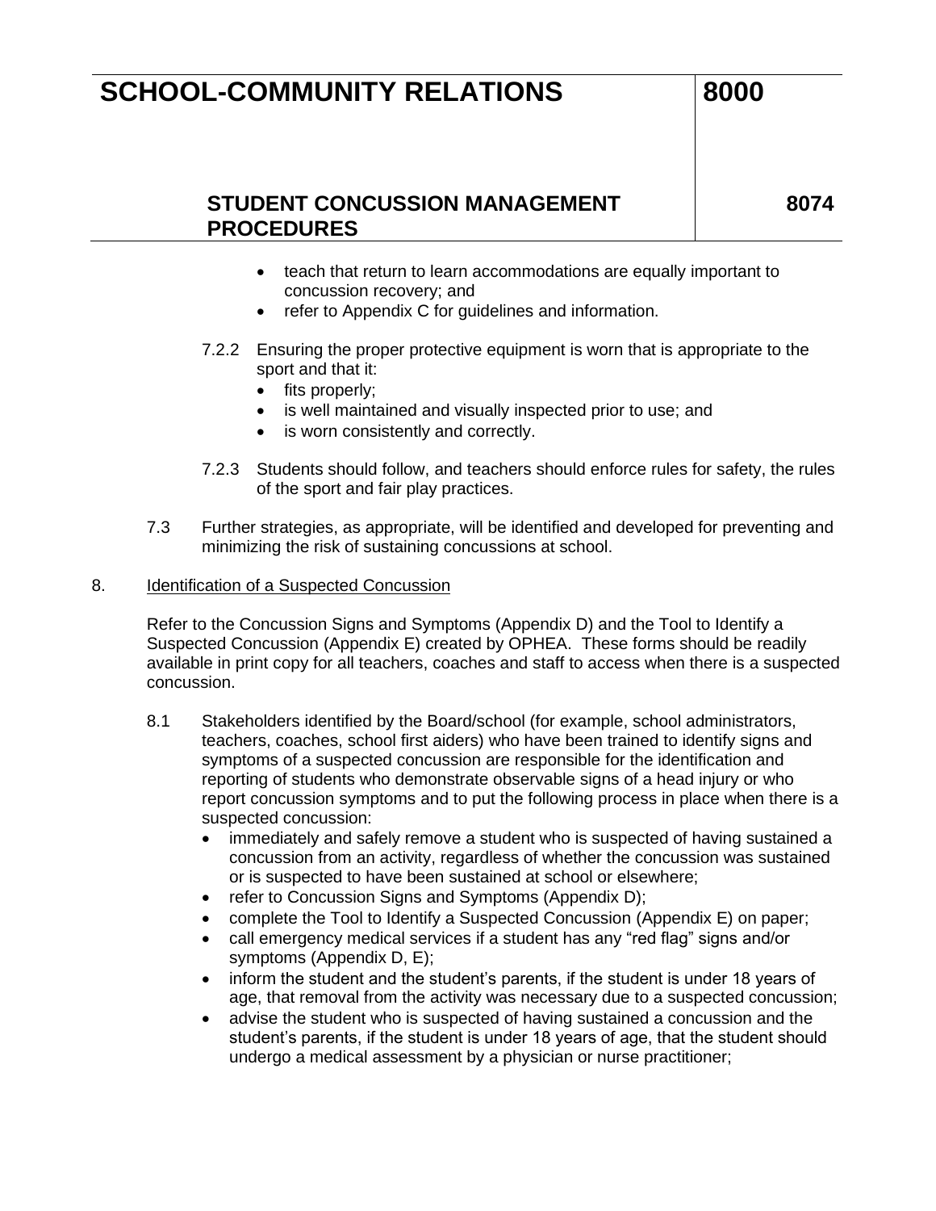- teach that return to learn accommodations are equally important to concussion recovery; and
- refer to Appendix C for guidelines and information.

7.2.2 Ensuring the proper protective equipment is worn that is appropriate to the sport and that it:

- fits properly;
- is well maintained and visually inspected prior to use; and
- is worn consistently and correctly.

7.2.3 Students should follow, and teachers should enforce rules for safety, the rules of the sport and fair play practices.

7.3 Further strategies, as appropriate, will be identified and developed for preventing and minimizing the risk of sustaining concussions at school.

8. Identification of a Suspected Concussion

Refer to the Concussion Signs and Symptoms (Appendix D) and the Tool to Identify a Suspected Concussion (Appendix E) created by OPHEA. These forms should be readily available in print copy for all teachers, coaches and staff to access when there is a suspected concussion.

8.1 Stakeholders identified by the Board/school (for example, school administrators, teachers, coaches, school first aiders) who have been trained to identify signs and symptoms of a suspected concussion are responsible for the identification and reporting of students who demonstrate observable signs of a head injury or who report concussion symptoms and to put the following process in place when there is a suspected concussion:

- immediately and safely remove a student who is suspected of having sustained a concussion from an activity, regardless of whether the concussion was sustained or is suspected to have been sustained at school or elsewhere;
- refer to Concussion Signs and Symptoms (Appendix D);
- complete the Tool to Identify a Suspected Concussion (Appendix E) on paper;
- call emergency medical services if a student has any "red flag" signs and/or symptoms (Appendix D, E);
- inform the student and the student's parents, if the student is under 18 years of age, that removal from the activity was necessary due to a suspected concussion;
- advise the student who is suspected of having sustained a concussion and the student's parents, if the student is under 18 years of age, that the student should undergo a medical assessment by a physician or nurse practitioner;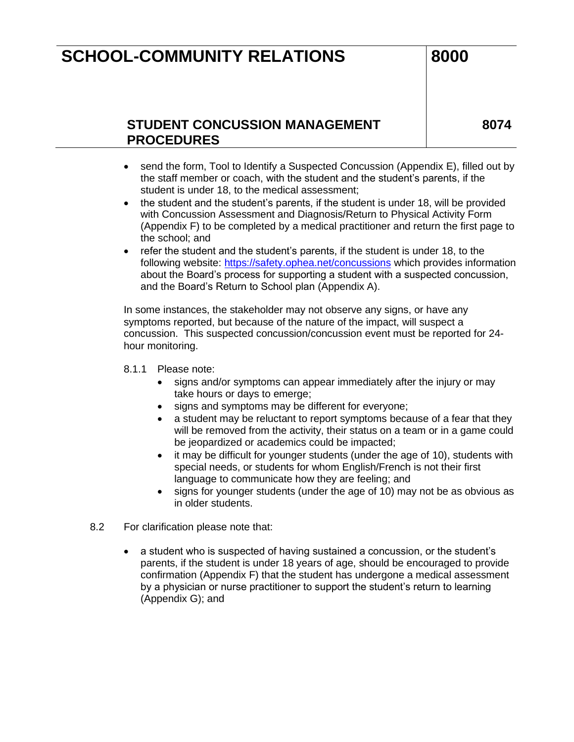- send the form, Tool to Identify a Suspected Concussion (Appendix E), filled out by the staff member or coach, with the student and the student's parents, if the student is under 18, to the medical assessment;
- the student and the student's parents, if the student is under 18, will be provided with Concussion Assessment and Diagnosis/Return to Physical Activity Form (Appendix F) to be completed by a medical practitioner and return the first page to the school; and
- refer the student and the student's parents, if the student is under 18, to the following website: [https://safety.ophea.net/concussions](https://safety.ophea.net/concussions) which provides information about the Board's process for supporting a student with a suspected concussion, and the Board's Return to School plan (Appendix A).

In some instances, the stakeholder may not observe any signs, or have any symptoms reported, but because of the nature of the impact, will suspect a concussion. This suspected concussion/concussion event must be reported for 24-hour monitoring.

8.1.1 Please note:

- signs and/or symptoms can appear immediately after the injury or may take hours or days to emerge;
- signs and symptoms may be different for everyone;
- a student may be reluctant to report symptoms because of a fear that they will be removed from the activity, their status on a team or in a game could be jeopardized or academics could be impacted;
- it may be difficult for younger students (under the age of 10), students with special needs, or students for whom English/French is not their first language to communicate how they are feeling; and
- signs for younger students (under the age of 10) may not be as obvious as in older students.

8.2 For clarification please note that:

- a student who is suspected of having sustained a concussion, or the student's parents, if the student is under 18 years of age, should be encouraged to provide confirmation (Appendix F) that the student has undergone a medical assessment by a physician or nurse practitioner to support the student's return to learning (Appendix G); and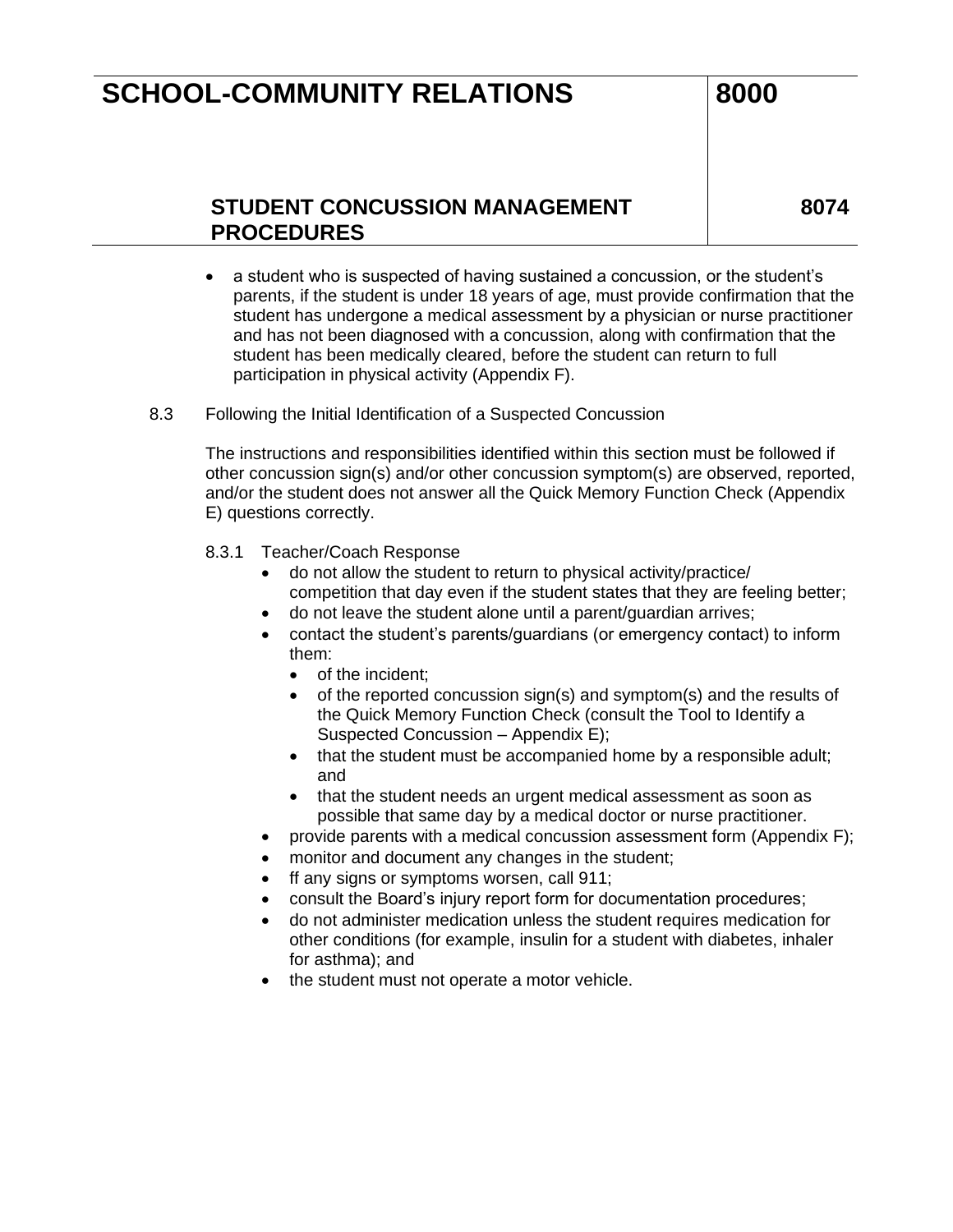- a student who is suspected of having sustained a concussion, or the student's parents, if the student is under 18 years of age, must provide confirmation that the student has undergone a medical assessment by a physician or nurse practitioner and has not been diagnosed with a concussion, along with confirmation that the student has been medically cleared, before the student can return to full participation in physical activity (Appendix F).

8.3 Following the Initial Identification of a Suspected Concussion

The instructions and responsibilities identified within this section must be followed if other concussion sign(s) and/or other concussion symptom(s) are observed, reported, and/or the student does not answer all the Quick Memory Function Check (Appendix E) questions correctly.

8.3.1 Teacher/Coach Response

- do not allow the student to return to physical activity/practice/ competition that day even if the student states that they are feeling better;
- do not leave the student alone until a parent/guardian arrives;
- contact the student's parents/guardians (or emergency contact) to inform them:
  - of the incident;
  - of the reported concussion sign(s) and symptom(s) and the results of the Quick Memory Function Check (consult the Tool to Identify a Suspected Concussion – Appendix E);
  - that the student must be accompanied home by a responsible adult; and
  - that the student needs an urgent medical assessment as soon as possible that same day by a medical doctor or nurse practitioner.
- provide parents with a medical concussion assessment form (Appendix F);
- monitor and document any changes in the student;
- ff any signs or symptoms worsen, call 911;
- consult the Board's injury report form for documentation procedures;
- do not administer medication unless the student requires medication for other conditions (for example, insulin for a student with diabetes, inhaler for asthma); and
- the student must not operate a motor vehicle.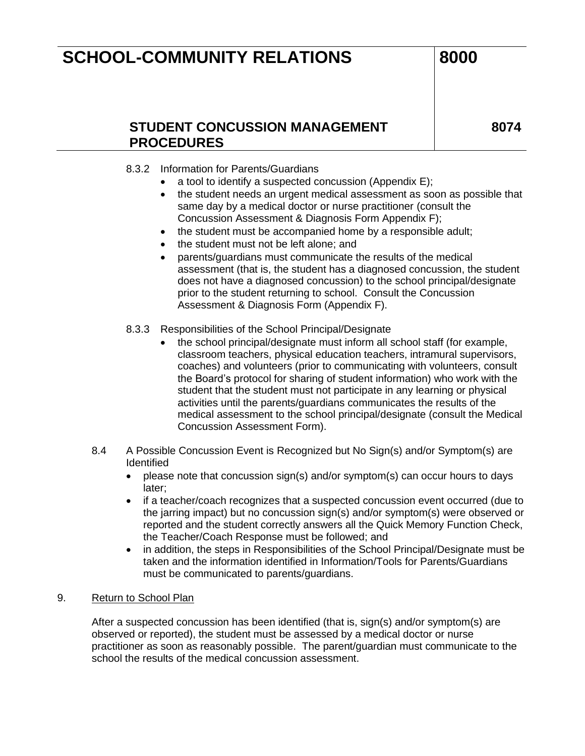8.3.2 Information for Parents/Guardians

- a tool to identify a suspected concussion (Appendix E);
- the student needs an urgent medical assessment as soon as possible that same day by a medical doctor or nurse practitioner (consult the Concussion Assessment & Diagnosis Form Appendix F);
- the student must be accompanied home by a responsible adult;
- the student must not be left alone; and
- parents/guardians must communicate the results of the medical assessment (that is, the student has a diagnosed concussion, the student does not have a diagnosed concussion) to the school principal/designate prior to the student returning to school. Consult the Concussion Assessment & Diagnosis Form (Appendix F).

8.3.3 Responsibilities of the School Principal/Designate

- the school principal/designate must inform all school staff (for example, classroom teachers, physical education teachers, intramural supervisors, coaches) and volunteers (prior to communicating with volunteers, consult the Board's protocol for sharing of student information) who work with the student that the student must not participate in any learning or physical activities until the parents/guardians communicates the results of the medical assessment to the school principal/designate (consult the Medical Concussion Assessment Form).

8.4 A Possible Concussion Event is Recognized but No Sign(s) and/or Symptom(s) are Identified

- please note that concussion sign(s) and/or symptom(s) can occur hours to days later;
- if a teacher/coach recognizes that a suspected concussion event occurred (due to the jarring impact) but no concussion sign(s) and/or symptom(s) were observed or reported and the student correctly answers all the Quick Memory Function Check, the Teacher/Coach Response must be followed; and
- in addition, the steps in Responsibilities of the School Principal/Designate must be taken and the information identified in Information/Tools for Parents/Guardians must be communicated to parents/guardians.

9. <u>Return to School Plan</u>

After a suspected concussion has been identified (that is, sign(s) and/or symptom(s) are observed or reported), the student must be assessed by a medical doctor or nurse practitioner as soon as reasonably possible. The parent/guardian must communicate to the school the results of the medical concussion assessment.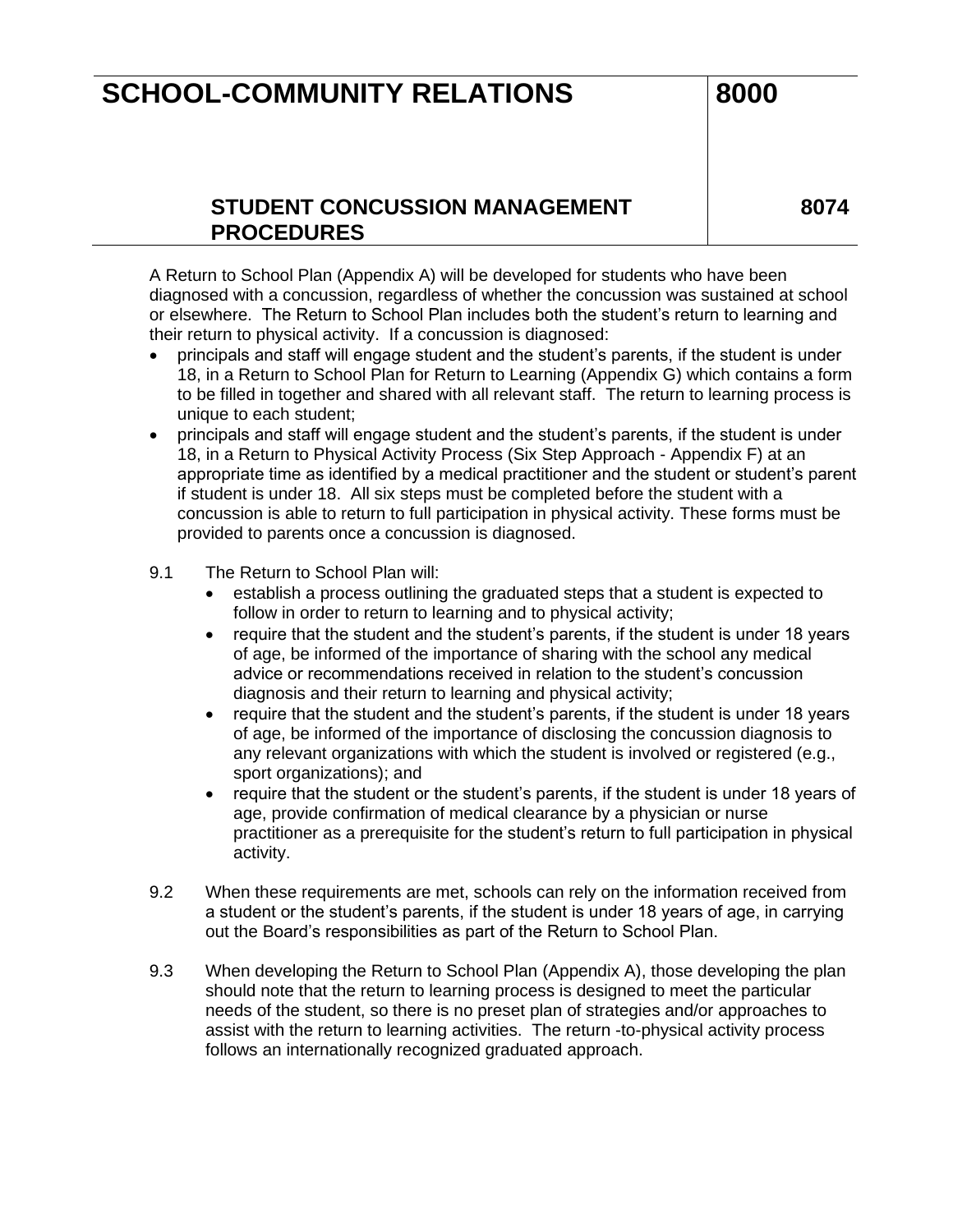A Return to School Plan (Appendix A) will be developed for students who have been diagnosed with a concussion, regardless of whether the concussion was sustained at school or elsewhere. The Return to School Plan includes both the student's return to learning and their return to physical activity. If a concussion is diagnosed:

- principals and staff will engage student and the student's parents, if the student is under 18, in a Return to School Plan for Return to Learning (Appendix G) which contains a form to be filled in together and shared with all relevant staff. The return to learning process is unique to each student;
- principals and staff will engage student and the student's parents, if the student is under 18, in a Return to Physical Activity Process (Six Step Approach - Appendix F) at an appropriate time as identified by a medical practitioner and the student or student's parent if student is under 18. All six steps must be completed before the student with a concussion is able to return to full participation in physical activity. These forms must be provided to parents once a concussion is diagnosed.

9.1 The Return to School Plan will:

- establish a process outlining the graduated steps that a student is expected to follow in order to return to learning and to physical activity;
- require that the student and the student's parents, if the student is under 18 years of age, be informed of the importance of sharing with the school any medical advice or recommendations received in relation to the student's concussion diagnosis and their return to learning and physical activity;
- require that the student and the student's parents, if the student is under 18 years of age, be informed of the importance of disclosing the concussion diagnosis to any relevant organizations with which the student is involved or registered (e.g., sport organizations); and
- require that the student or the student's parents, if the student is under 18 years of age, provide confirmation of medical clearance by a physician or nurse practitioner as a prerequisite for the student's return to full participation in physical activity.

9.2 When these requirements are met, schools can rely on the information received from a student or the student's parents, if the student is under 18 years of age, in carrying out the Board's responsibilities as part of the Return to School Plan.

9.3 When developing the Return to School Plan (Appendix A), those developing the plan should note that the return to learning process is designed to meet the particular needs of the student, so there is no preset plan of strategies and/or approaches to assist with the return to learning activities. The return -to-physical activity process follows an internationally recognized graduated approach.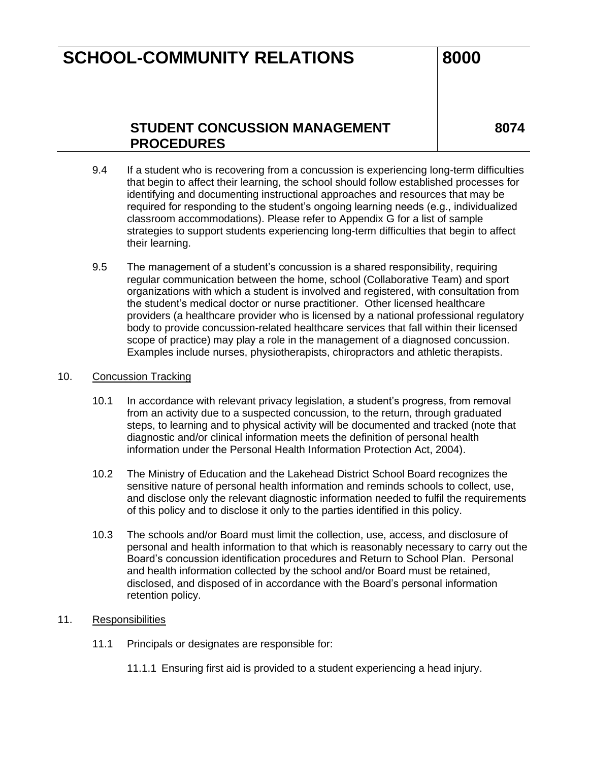9.4 If a student who is recovering from a concussion is experiencing long-term difficulties that begin to affect their learning, the school should follow established processes for identifying and documenting instructional approaches and resources that may be required for responding to the student's ongoing learning needs (e.g., individualized classroom accommodations). Please refer to Appendix G for a list of sample strategies to support students experiencing long-term difficulties that begin to affect their learning.

9.5 The management of a student's concussion is a shared responsibility, requiring regular communication between the home, school (Collaborative Team) and sport organizations with which a student is involved and registered, with consultation from the student's medical doctor or nurse practitioner. Other licensed healthcare providers (a healthcare provider who is licensed by a national professional regulatory body to provide concussion-related healthcare services that fall within their licensed scope of practice) may play a role in the management of a diagnosed concussion. Examples include nurses, physiotherapists, chiropractors and athletic therapists.

10. Concussion Tracking

10.1 In accordance with relevant privacy legislation, a student's progress, from removal from an activity due to a suspected concussion, to the return, through graduated steps, to learning and to physical activity will be documented and tracked (note that diagnostic and/or clinical information meets the definition of personal health information under the Personal Health Information Protection Act, 2004).

10.2 The Ministry of Education and the Lakehead District School Board recognizes the sensitive nature of personal health information and reminds schools to collect, use, and disclose only the relevant diagnostic information needed to fulfil the requirements of this policy and to disclose it only to the parties identified in this policy.

10.3 The schools and/or Board must limit the collection, use, access, and disclosure of personal and health information to that which is reasonably necessary to carry out the Board's concussion identification procedures and Return to School Plan. Personal and health information collected by the school and/or Board must be retained, disclosed, and disposed of in accordance with the Board's personal information retention policy.

11. Responsibilities

11.1 Principals or designates are responsible for:

11.1.1 Ensuring first aid is provided to a student experiencing a head injury.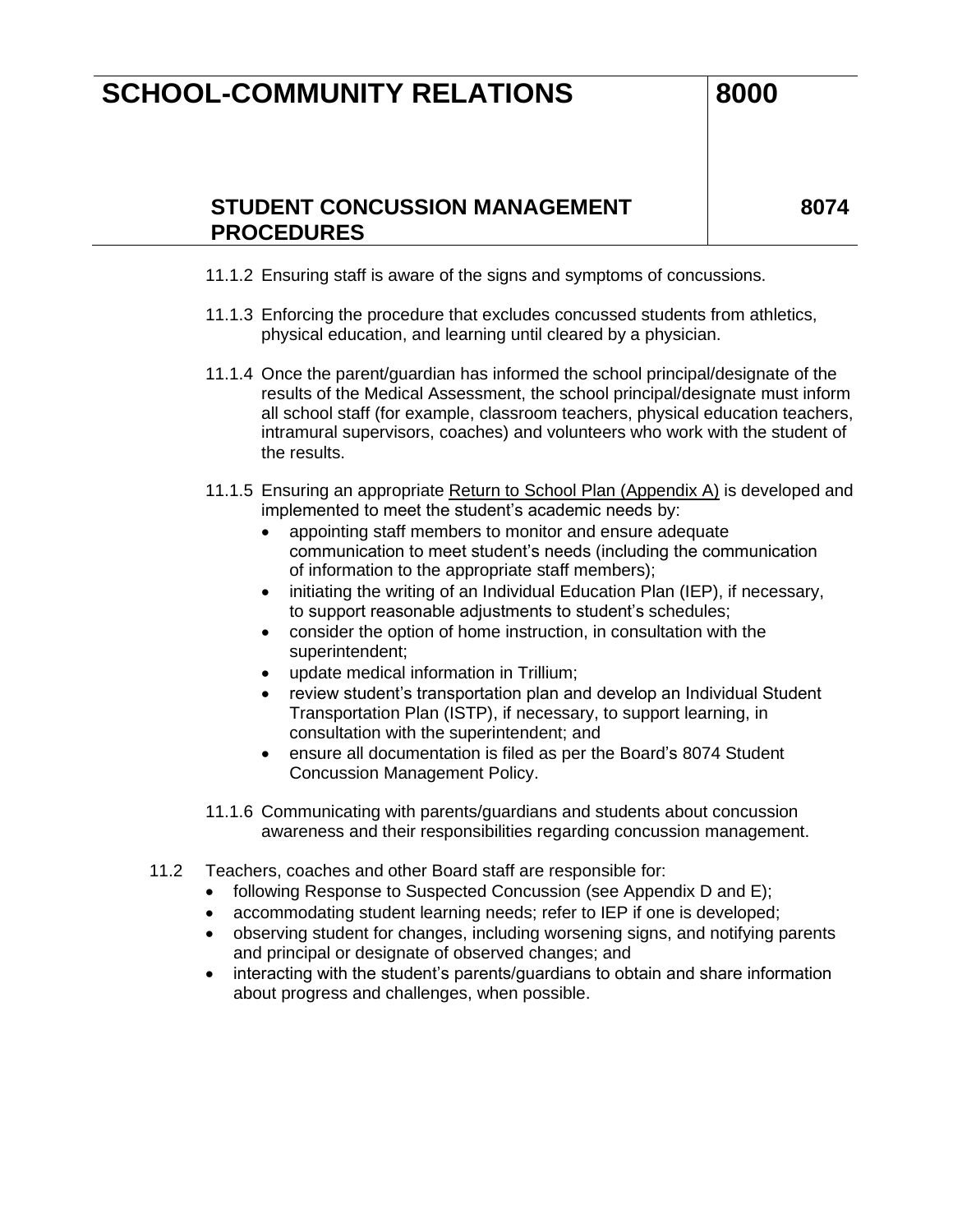11.1.2 Ensuring staff is aware of the signs and symptoms of concussions.

11.1.3 Enforcing the procedure that excludes concussed students from athletics, physical education, and learning until cleared by a physician.

11.1.4 Once the parent/guardian has informed the school principal/designate of the results of the Medical Assessment, the school principal/designate must inform all school staff (for example, classroom teachers, physical education teachers, intramural supervisors, coaches) and volunteers who work with the student of the results.

11.1.5 Ensuring an appropriate Return to School Plan (Appendix A) is developed and implemented to meet the student's academic needs by:

- appointing staff members to monitor and ensure adequate communication to meet student's needs (including the communication of information to the appropriate staff members);
- initiating the writing of an Individual Education Plan (IEP), if necessary, to support reasonable adjustments to student's schedules;
- consider the option of home instruction, in consultation with the superintendent;
- update medical information in Trillium;
- review student's transportation plan and develop an Individual Student Transportation Plan (ISTP), if necessary, to support learning, in consultation with the superintendent; and
- ensure all documentation is filed as per the Board's 8074 Student Concussion Management Policy.

11.1.6 Communicating with parents/guardians and students about concussion awareness and their responsibilities regarding concussion management.

11.2 Teachers, coaches and other Board staff are responsible for:

- following Response to Suspected Concussion (see Appendix D and E);
- accommodating student learning needs; refer to IEP if one is developed;
- observing student for changes, including worsening signs, and notifying parents and principal or designate of observed changes; and
- interacting with the student's parents/guardians to obtain and share information about progress and challenges, when possible.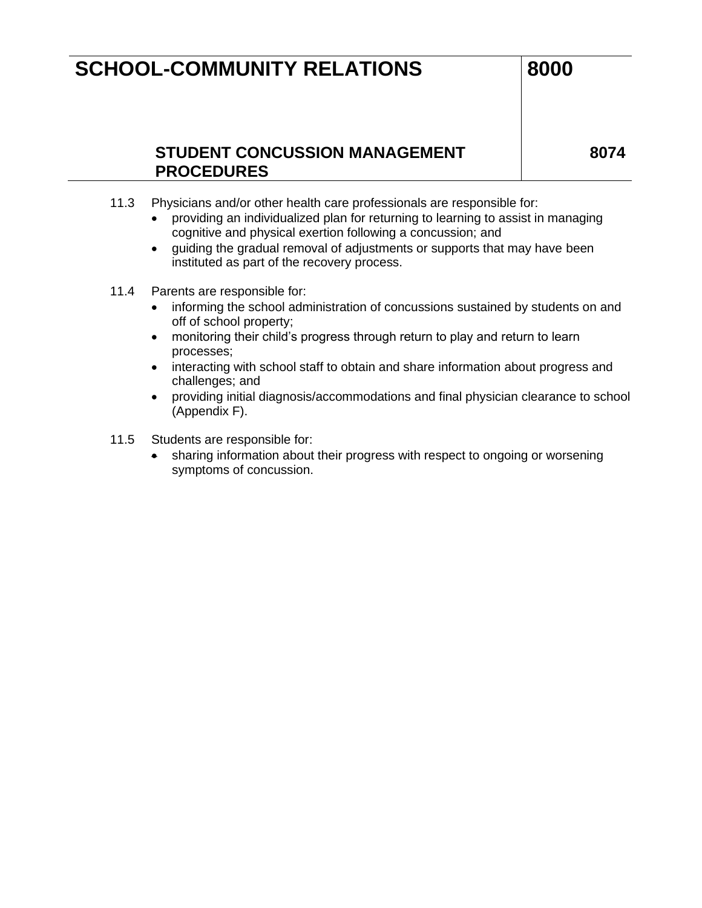11.3 Physicians and/or other health care professionals are responsible for:

- providing an individualized plan for returning to learning to assist in managing cognitive and physical exertion following a concussion; and
- guiding the gradual removal of adjustments or supports that may have been instituted as part of the recovery process.

11.4 Parents are responsible for:

- informing the school administration of concussions sustained by students on and off of school property;
- monitoring their child's progress through return to play and return to learn processes;
- interacting with school staff to obtain and share information about progress and challenges; and
- providing initial diagnosis/accommodations and final physician clearance to school (Appendix F).

11.5 Students are responsible for:

- sharing information about their progress with respect to ongoing or worsening symptoms of concussion.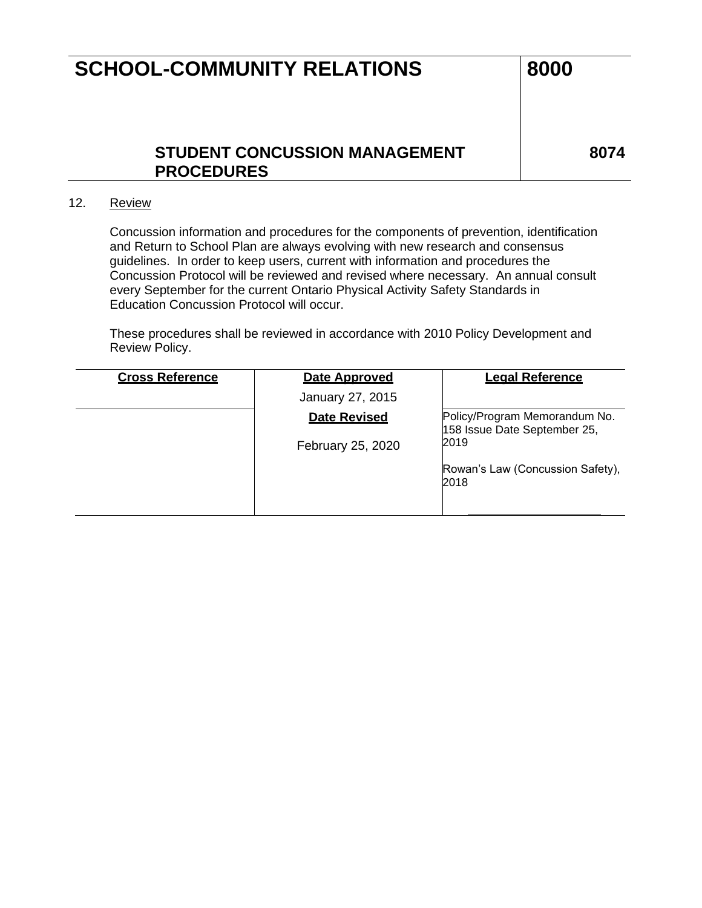12. Review

Concussion information and procedures for the components of prevention, identification and Return to School Plan are always evolving with new research and consensus guidelines. In order to keep users, current with information and procedures the Concussion Protocol will be reviewed and revised where necessary. An annual consult every September for the current Ontario Physical Activity Safety Standards in Education Concussion Protocol will occur.

These procedures shall be reviewed in accordance with 2010 Policy Development and Review Policy.

| Cross Reference | Date Approved | Legal Reference |
|---|---|---|
| | January 27, 2015 | |
| | **Date Revised** | Policy/Program Memorandum No. 158 Issue Date September 25, 2019 |
| | February 25, 2020 | Rowan's Law (Concussion Safety), 2018 |